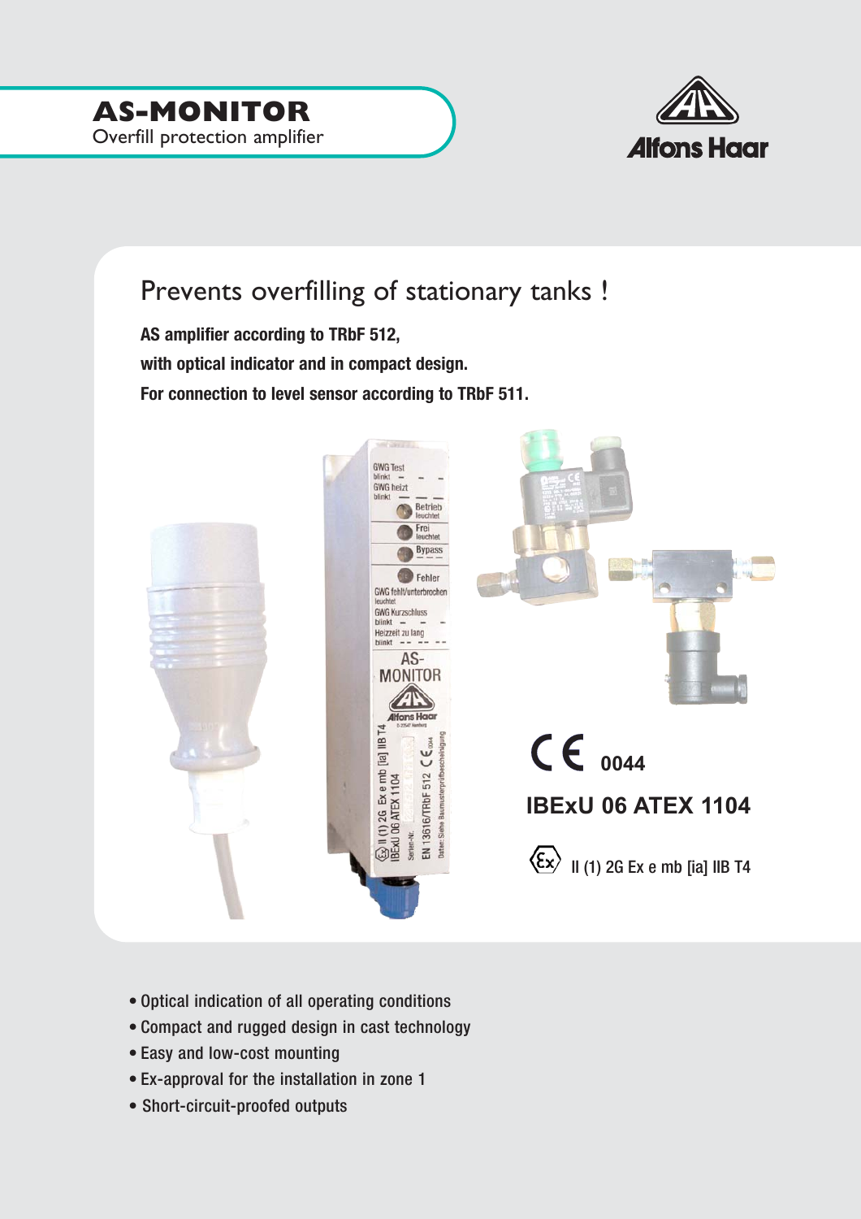# AS-MONITOR

Overfill protection amplifier

Alfons Haar

## Prevents overfilling of stationary tanks !

**AS amplifier according to TRbF 512,**

**with optical indicator and in compact design.**

**For connection to level sensor according to TRbF 511.**

CE 0044

**IBExU 06 ATEX 1104**

II (1) 2G Ex e mb [ia] IIB T4

- Optical indication of all operating conditions
- Compact and rugged design in cast technology
- Easy and low-cost mounting
- Ex-approval for the installation in zone 1
- Short-circuit-proofed outputs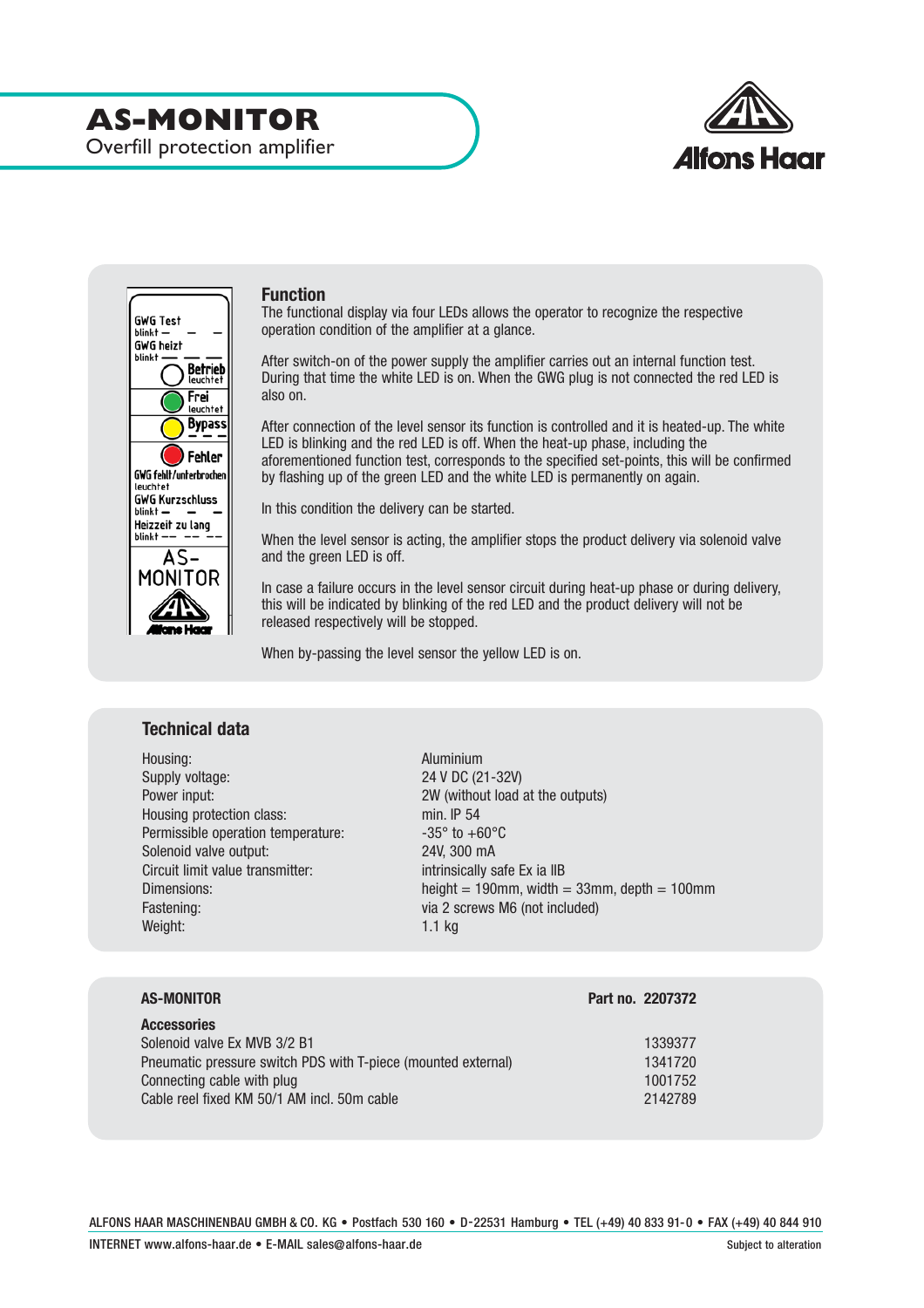# AS-MONITOR

Overfill protection amplifier

Alfons Haar

GWG Test
blinkt — — —
GWG heizt
blinkt —— —— ——
Betrieb
leuchtet
Frei
leuchtet
Bypass
— — —
Fehler
GWG fehlt/unterbrochen
leuchtet
GWG Kurzschluss
blinkt — — —
Heizzeit zu lang
blinkt —— —— ——
AS-MONITOR
Alfons Haar

## Function

The functional display via four LEDs allows the operator to recognize the respective operation condition of the amplifier at a glance.

After switch-on of the power supply the amplifier carries out an internal function test. During that time the white LED is on. When the GWG plug is not connected the red LED is also on.

After connection of the level sensor its function is controlled and it is heated-up. The white LED is blinking and the red LED is off. When the heat-up phase, including the aforementioned function test, corresponds to the specified set-points, this will be confirmed by flashing up of the green LED and the white LED is permanently on again.

In this condition the delivery can be started.

When the level sensor is acting, the amplifier stops the product delivery via solenoid valve and the green LED is off.

In case a failure occurs in the level sensor circuit during heat-up phase or during delivery, this will be indicated by blinking of the red LED and the product delivery will not be released respectively will be stopped.

When by-passing the level sensor the yellow LED is on.

## Technical data

| | |
|---|---|
| Housing: | Aluminium |
| Supply voltage: | 24 V DC (21-32V) |
| Power input: | 2W (without load at the outputs) |
| Housing protection class: | min. IP 54 |
| Permissible operation temperature: | -35° to +60°C |
| Solenoid valve output: | 24V, 300 mA |
| Circuit limit value transmitter: | intrinsically safe Ex ia IIB |
| Dimensions: | height = 190mm, width = 33mm, depth = 100mm |
| Fastening: | via 2 screws M6 (not included) |
| Weight: | 1.1 kg |

| **AS-MONITOR** | **Part no. 2207372** |
|---|---|
| **Accessories** | |
| Solenoid valve Ex MVB 3/2 B1 | 1339377 |
| Pneumatic pressure switch PDS with T-piece (mounted external) | 1341720 |
| Connecting cable with plug | 1001752 |
| Cable reel fixed KM 50/1 AM incl. 50m cable | 2142789 |

ALFONS HAAR MASCHINENBAU GMBH & CO. KG • Postfach 530 160 • D-22531 Hamburg • TEL (+49) 40 833 91-0 • FAX (+49) 40 844 910
INTERNET www.alfons-haar.de • E-MAIL sales@alfons-haar.de

Subject to alteration